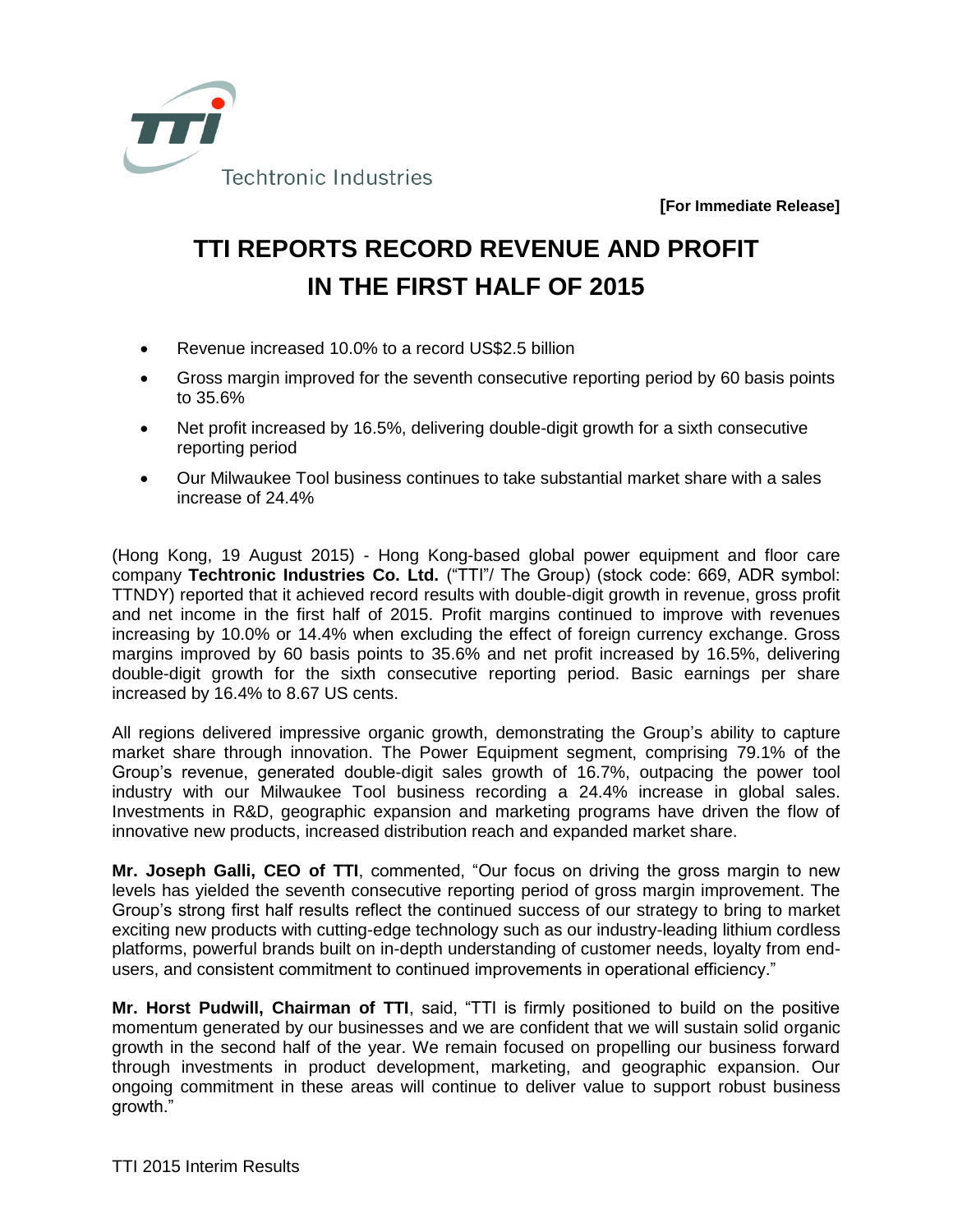Techtronic Industries

**[For Immediate Release]**

# TTI REPORTS RECORD REVENUE AND PROFIT IN THE FIRST HALF OF 2015

- Revenue increased 10.0% to a record US$2.5 billion
- Gross margin improved for the seventh consecutive reporting period by 60 basis points to 35.6%
- Net profit increased by 16.5%, delivering double-digit growth for a sixth consecutive reporting period
- Our Milwaukee Tool business continues to take substantial market share with a sales increase of 24.4%

(Hong Kong, 19 August 2015) - Hong Kong-based global power equipment and floor care company **Techtronic Industries Co. Ltd.** ("TTI"/ The Group) (stock code: 669, ADR symbol: TTNDY) reported that it achieved record results with double-digit growth in revenue, gross profit and net income in the first half of 2015. Profit margins continued to improve with revenues increasing by 10.0% or 14.4% when excluding the effect of foreign currency exchange. Gross margins improved by 60 basis points to 35.6% and net profit increased by 16.5%, delivering double-digit growth for the sixth consecutive reporting period. Basic earnings per share increased by 16.4% to 8.67 US cents.

All regions delivered impressive organic growth, demonstrating the Group's ability to capture market share through innovation. The Power Equipment segment, comprising 79.1% of the Group's revenue, generated double-digit sales growth of 16.7%, outpacing the power tool industry with our Milwaukee Tool business recording a 24.4% increase in global sales. Investments in R&D, geographic expansion and marketing programs have driven the flow of innovative new products, increased distribution reach and expanded market share.

**Mr. Joseph Galli, CEO of TTI**, commented, "Our focus on driving the gross margin to new levels has yielded the seventh consecutive reporting period of gross margin improvement. The Group's strong first half results reflect the continued success of our strategy to bring to market exciting new products with cutting-edge technology such as our industry-leading lithium cordless platforms, powerful brands built on in-depth understanding of customer needs, loyalty from end-users, and consistent commitment to continued improvements in operational efficiency."

**Mr. Horst Pudwill, Chairman of TTI**, said, "TTI is firmly positioned to build on the positive momentum generated by our businesses and we are confident that we will sustain solid organic growth in the second half of the year. We remain focused on propelling our business forward through investments in product development, marketing, and geographic expansion. Our ongoing commitment in these areas will continue to deliver value to support robust business growth."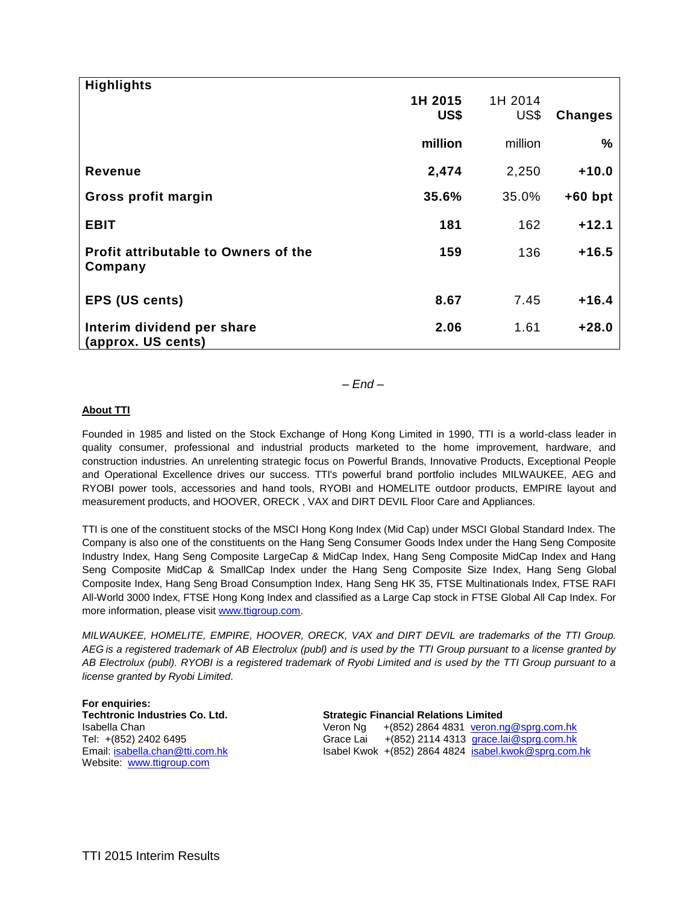| Highlights | 1H 2015 US$ | 1H 2014 US$ | Changes |
|---|---|---|---|
| | million | million | % |
| Revenue | 2,474 | 2,250 | +10.0 |
| Gross profit margin | 35.6% | 35.0% | +60 bpt |
| EBIT | 181 | 162 | +12.1 |
| Profit attributable to Owners of the Company | 159 | 136 | +16.5 |
| EPS (US cents) | 8.67 | 7.45 | +16.4 |
| Interim dividend per share (approx. US cents) | 2.06 | 1.61 | +28.0 |

*– End –*

**About TTI**

Founded in 1985 and listed on the Stock Exchange of Hong Kong Limited in 1990, TTI is a world-class leader in quality consumer, professional and industrial products marketed to the home improvement, hardware, and construction industries. An unrelenting strategic focus on Powerful Brands, Innovative Products, Exceptional People and Operational Excellence drives our success. TTI's powerful brand portfolio includes MILWAUKEE, AEG and RYOBI power tools, accessories and hand tools, RYOBI and HOMELITE outdoor products, EMPIRE layout and measurement products, and HOOVER, ORECK , VAX and DIRT DEVIL Floor Care and Appliances.

TTI is one of the constituent stocks of the MSCI Hong Kong Index (Mid Cap) under MSCI Global Standard Index. The Company is also one of the constituents on the Hang Seng Consumer Goods Index under the Hang Seng Composite Industry Index, Hang Seng Composite LargeCap & MidCap Index, Hang Seng Composite MidCap Index and Hang Seng Composite MidCap & SmallCap Index under the Hang Seng Composite Size Index, Hang Seng Global Composite Index, Hang Seng Broad Consumption Index, Hang Seng HK 35, FTSE Multinationals Index, FTSE RAFI All-World 3000 Index, FTSE Hong Kong Index and classified as a Large Cap stock in FTSE Global All Cap Index. For more information, please visit www.ttigroup.com.

*MILWAUKEE, HOMELITE, EMPIRE, HOOVER, ORECK, VAX and DIRT DEVIL are trademarks of the TTI Group. AEG is a registered trademark of AB Electrolux (publ) and is used by the TTI Group pursuant to a license granted by AB Electrolux (publ). RYOBI is a registered trademark of Ryobi Limited and is used by the TTI Group pursuant to a license granted by Ryobi Limited.*

**For enquiries:**

**Techtronic Industries Co. Ltd.**
Isabella Chan
Tel: +(852) 2402 6495
Email: isabella.chan@tti.com.hk
Website: www.ttigroup.com

**Strategic Financial Relations Limited**
Veron Ng +(852) 2864 4831 veron.ng@sprg.com.hk
Grace Lai +(852) 2114 4313 grace.lai@sprg.com.hk
Isabel Kwok +(852) 2864 4824 isabel.kwok@sprg.com.hk